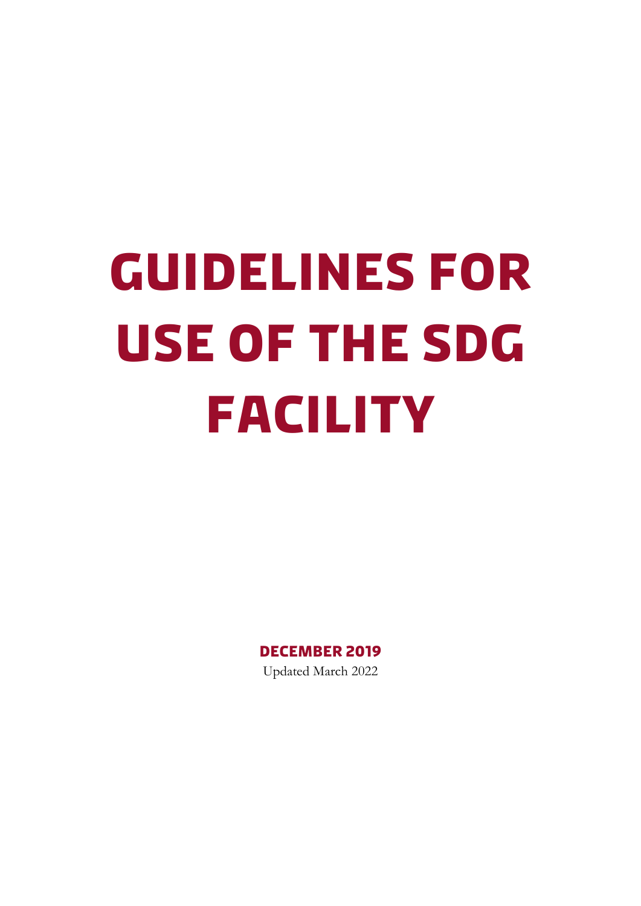# GUIDELINES FOR USE OF THE SDG FACILITY

**DECEMBER 2019**

Updated March 2022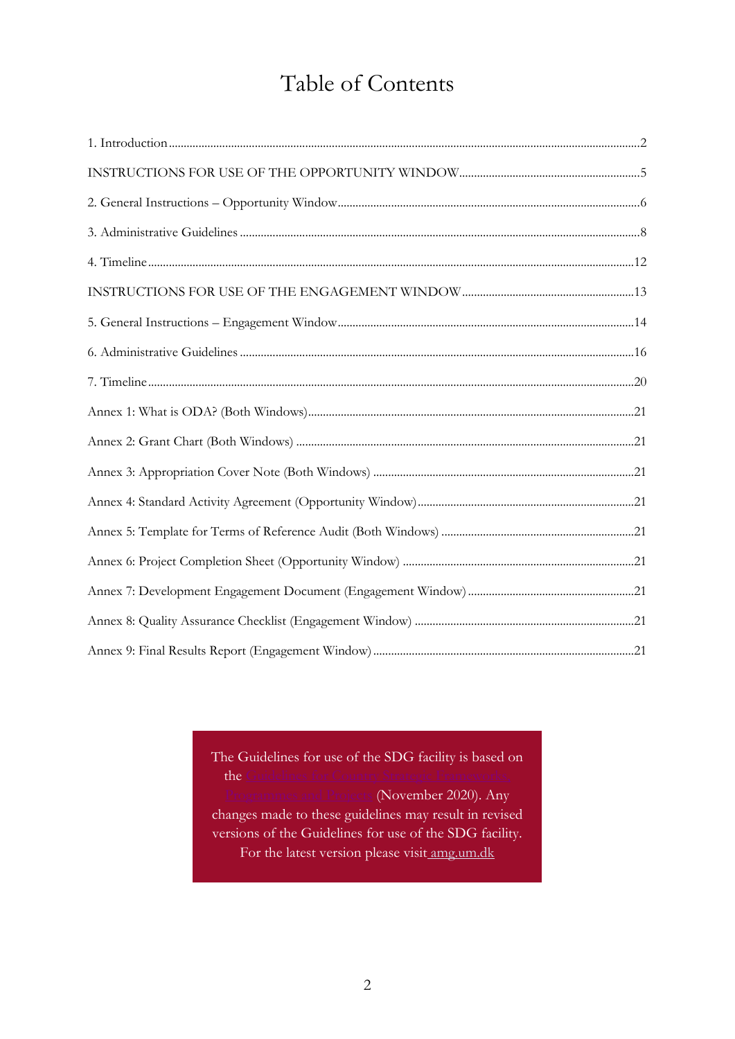# Table of Contents

1. Introduction ....................................................................................................2

INSTRUCTIONS FOR USE OF THE OPPORTUNITY WINDOW ..................................5

2. General Instructions – Opportunity Window .......................................................6

3. Administrative Guidelines ..................................................................................8

4. Timeline ..........................................................................................................12

INSTRUCTIONS FOR USE OF THE ENGAGEMENT WINDOW ....................................13

5. General Instructions – Engagement Window .......................................................14

6. Administrative Guidelines ..................................................................................16

7. Timeline ..........................................................................................................20

Annex 1: What is ODA? (Both Windows) ................................................................21

Annex 2: Grant Chart (Both Windows) ...................................................................21

Annex 3: Appropriation Cover Note (Both Windows) ...............................................21

Annex 4: Standard Activity Agreement (Opportunity Window) ..................................21

Annex 5: Template for Terms of Reference Audit (Both Windows) ............................21

Annex 6: Project Completion Sheet (Opportunity Window) .......................................21

Annex 7: Development Engagement Document (Engagement Window) .....................21

Annex 8: Quality Assurance Checklist (Engagement Window) ...................................21

Annex 9: Final Results Report (Engagement Window) ..............................................21

> The Guidelines for use of the SDG facility is based on the Guidelines for Country Strategic Frameworks, Programmes and Projects (November 2020). Any changes made to these guidelines may result in revised versions of the Guidelines for use of the SDG facility. For the latest version please visit amg.um.dk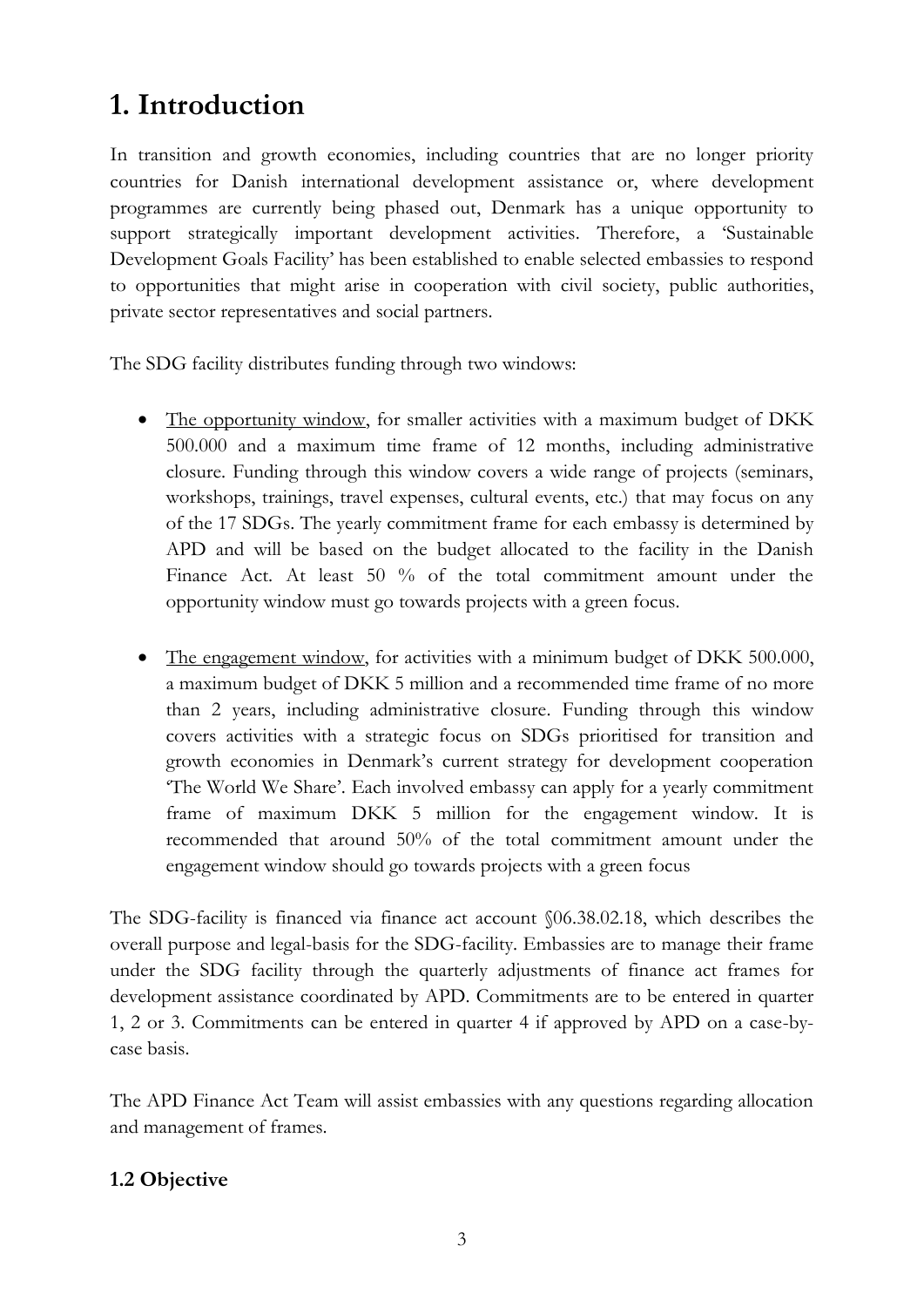# 1. Introduction

In transition and growth economies, including countries that are no longer priority countries for Danish international development assistance or, where development programmes are currently being phased out, Denmark has a unique opportunity to support strategically important development activities. Therefore, a 'Sustainable Development Goals Facility' has been established to enable selected embassies to respond to opportunities that might arise in cooperation with civil society, public authorities, private sector representatives and social partners.

The SDG facility distributes funding through two windows:

- The opportunity window, for smaller activities with a maximum budget of DKK 500.000 and a maximum time frame of 12 months, including administrative closure. Funding through this window covers a wide range of projects (seminars, workshops, trainings, travel expenses, cultural events, etc.) that may focus on any of the 17 SDGs. The yearly commitment frame for each embassy is determined by APD and will be based on the budget allocated to the facility in the Danish Finance Act. At least 50 % of the total commitment amount under the opportunity window must go towards projects with a green focus.

- The engagement window, for activities with a minimum budget of DKK 500.000, a maximum budget of DKK 5 million and a recommended time frame of no more than 2 years, including administrative closure. Funding through this window covers activities with a strategic focus on SDGs prioritised for transition and growth economies in Denmark's current strategy for development cooperation 'The World We Share'. Each involved embassy can apply for a yearly commitment frame of maximum DKK 5 million for the engagement window. It is recommended that around 50% of the total commitment amount under the engagement window should go towards projects with a green focus

The SDG-facility is financed via finance act account §06.38.02.18, which describes the overall purpose and legal-basis for the SDG-facility. Embassies are to manage their frame under the SDG facility through the quarterly adjustments of finance act frames for development assistance coordinated by APD. Commitments are to be entered in quarter 1, 2 or 3. Commitments can be entered in quarter 4 if approved by APD on a case-by-case basis.

The APD Finance Act Team will assist embassies with any questions regarding allocation and management of frames.

### 1.2 Objective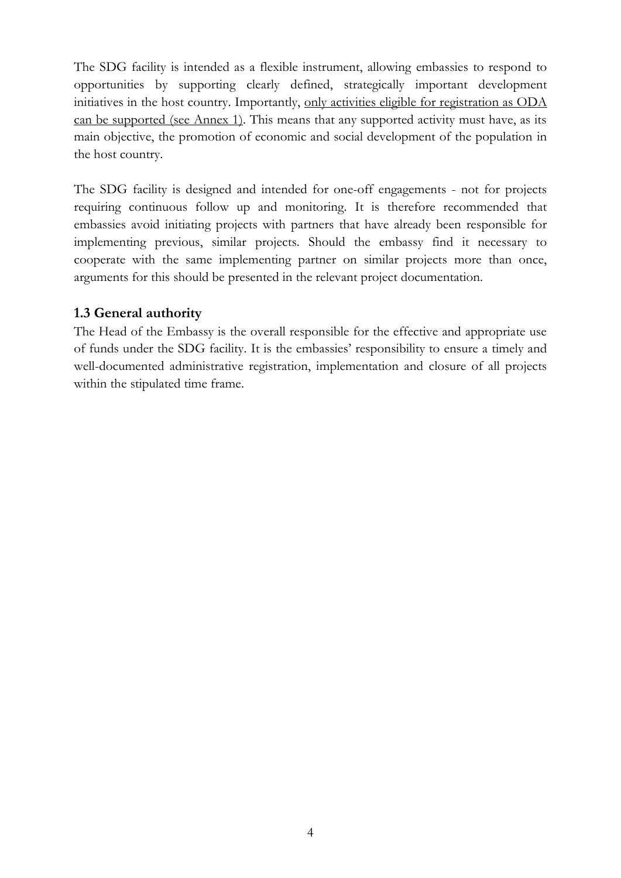The SDG facility is intended as a flexible instrument, allowing embassies to respond to opportunities by supporting clearly defined, strategically important development initiatives in the host country. Importantly, <u>only activities eligible for registration as ODA can be supported (see Annex 1)</u>. This means that any supported activity must have, as its main objective, the promotion of economic and social development of the population in the host country.

The SDG facility is designed and intended for one-off engagements - not for projects requiring continuous follow up and monitoring. It is therefore recommended that embassies avoid initiating projects with partners that have already been responsible for implementing previous, similar projects. Should the embassy find it necessary to cooperate with the same implementing partner on similar projects more than once, arguments for this should be presented in the relevant project documentation.

### 1.3 General authority

The Head of the Embassy is the overall responsible for the effective and appropriate use of funds under the SDG facility. It is the embassies' responsibility to ensure a timely and well-documented administrative registration, implementation and closure of all projects within the stipulated time frame.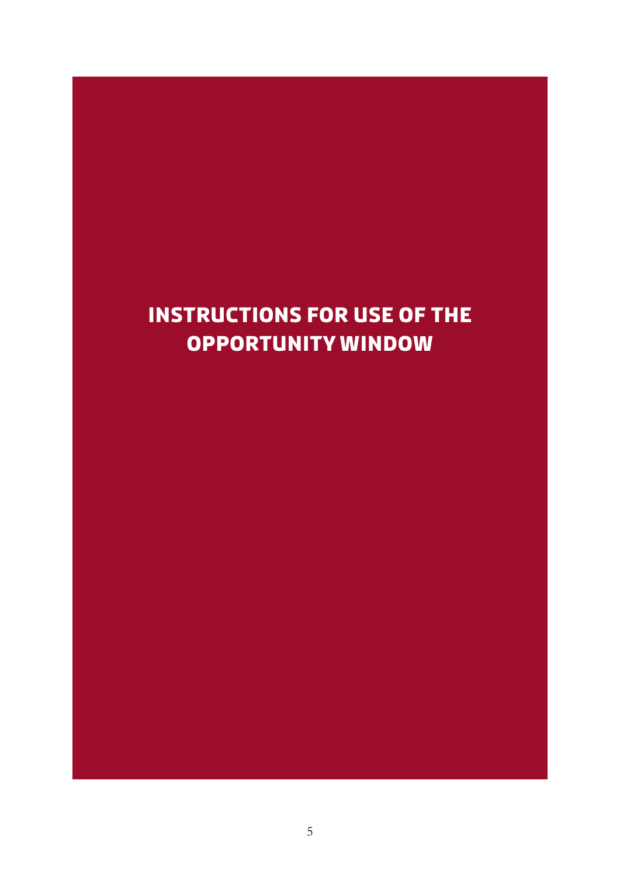# INSTRUCTIONS FOR USE OF THE OPPORTUNITY WINDOW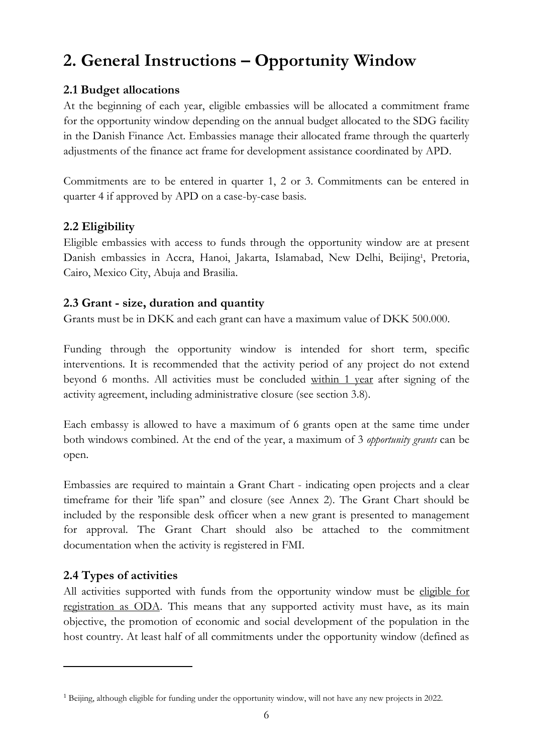# 2. General Instructions – Opportunity Window

## 2.1 Budget allocations

At the beginning of each year, eligible embassies will be allocated a commitment frame for the opportunity window depending on the annual budget allocated to the SDG facility in the Danish Finance Act. Embassies manage their allocated frame through the quarterly adjustments of the finance act frame for development assistance coordinated by APD.

Commitments are to be entered in quarter 1, 2 or 3. Commitments can be entered in quarter 4 if approved by APD on a case-by-case basis.

## 2.2 Eligibility

Eligible embassies with access to funds through the opportunity window are at present Danish embassies in Accra, Hanoi, Jakarta, Islamabad, New Delhi, Beijing[1], Pretoria, Cairo, Mexico City, Abuja and Brasilia.

## 2.3 Grant - size, duration and quantity

Grants must be in DKK and each grant can have a maximum value of DKK 500.000.

Funding through the opportunity window is intended for short term, specific interventions. It is recommended that the activity period of any project do not extend beyond 6 months. All activities must be concluded within 1 year after signing of the activity agreement, including administrative closure (see section 3.8).

Each embassy is allowed to have a maximum of 6 grants open at the same time under both windows combined. At the end of the year, a maximum of 3 *opportunity grants* can be open.

Embassies are required to maintain a Grant Chart - indicating open projects and a clear timeframe for their 'life span'' and closure (see Annex 2). The Grant Chart should be included by the responsible desk officer when a new grant is presented to management for approval. The Grant Chart should also be attached to the commitment documentation when the activity is registered in FMI.

## 2.4 Types of activities

All activities supported with funds from the opportunity window must be eligible for registration as ODA. This means that any supported activity must have, as its main objective, the promotion of economic and social development of the population in the host country. At least half of all commitments under the opportunity window (defined as

[1] Beijing, although eligible for funding under the opportunity window, will not have any new projects in 2022.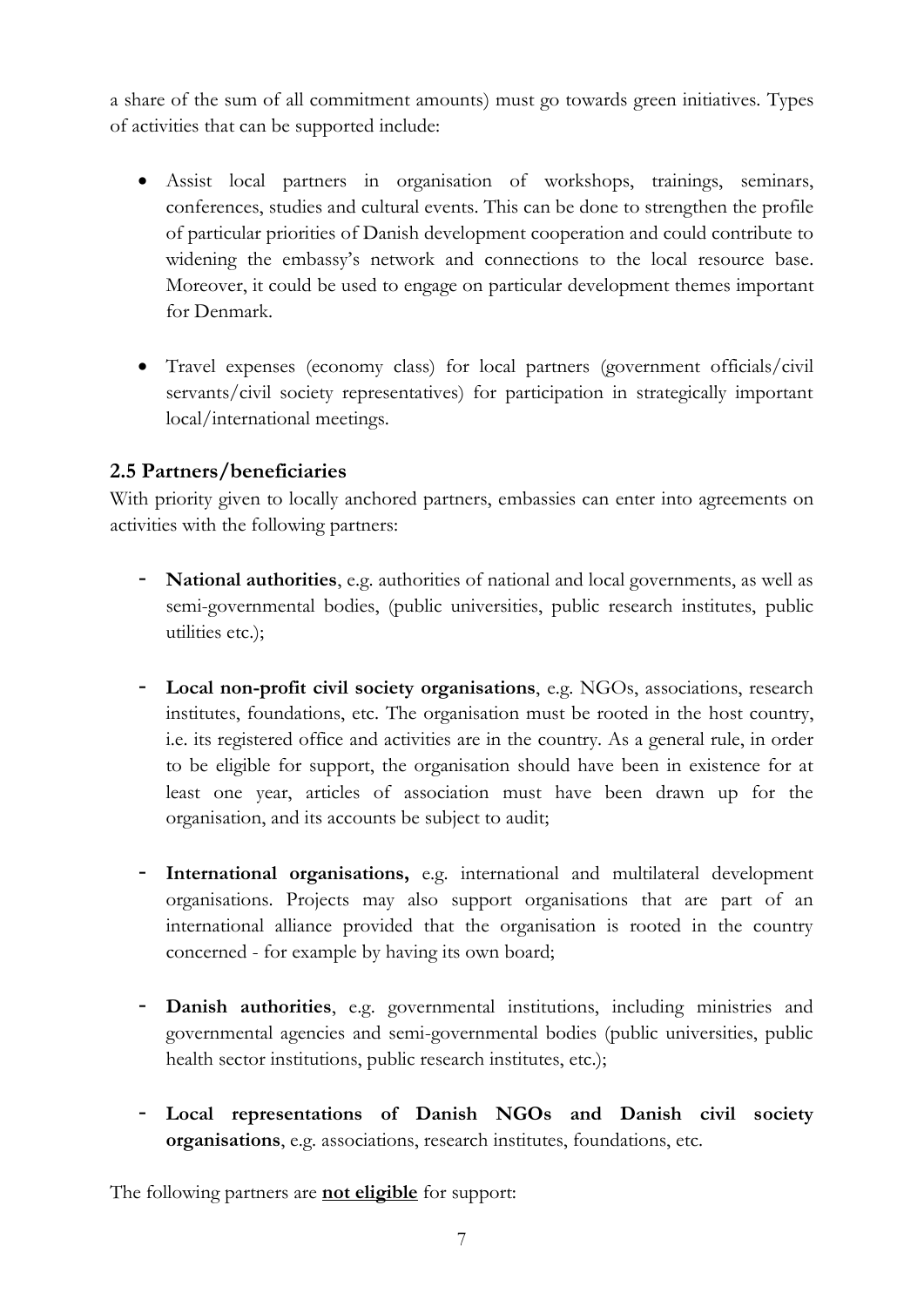a share of the sum of all commitment amounts) must go towards green initiatives. Types of activities that can be supported include:

- Assist local partners in organisation of workshops, trainings, seminars, conferences, studies and cultural events. This can be done to strengthen the profile of particular priorities of Danish development cooperation and could contribute to widening the embassy's network and connections to the local resource base. Moreover, it could be used to engage on particular development themes important for Denmark.

- Travel expenses (economy class) for local partners (government officials/civil servants/civil society representatives) for participation in strategically important local/international meetings.

## 2.5 Partners/beneficiaries

With priority given to locally anchored partners, embassies can enter into agreements on activities with the following partners:

- **National authorities**, e.g. authorities of national and local governments, as well as semi-governmental bodies, (public universities, public research institutes, public utilities etc.);

- **Local non-profit civil society organisations**, e.g. NGOs, associations, research institutes, foundations, etc. The organisation must be rooted in the host country, i.e. its registered office and activities are in the country. As a general rule, in order to be eligible for support, the organisation should have been in existence for at least one year, articles of association must have been drawn up for the organisation, and its accounts be subject to audit;

- **International organisations,** e.g. international and multilateral development organisations. Projects may also support organisations that are part of an international alliance provided that the organisation is rooted in the country concerned - for example by having its own board;

- **Danish authorities**, e.g. governmental institutions, including ministries and governmental agencies and semi-governmental bodies (public universities, public health sector institutions, public research institutes, etc.);

- **Local representations of Danish NGOs and Danish civil society organisations**, e.g. associations, research institutes, foundations, etc.

The following partners are **not eligible** for support: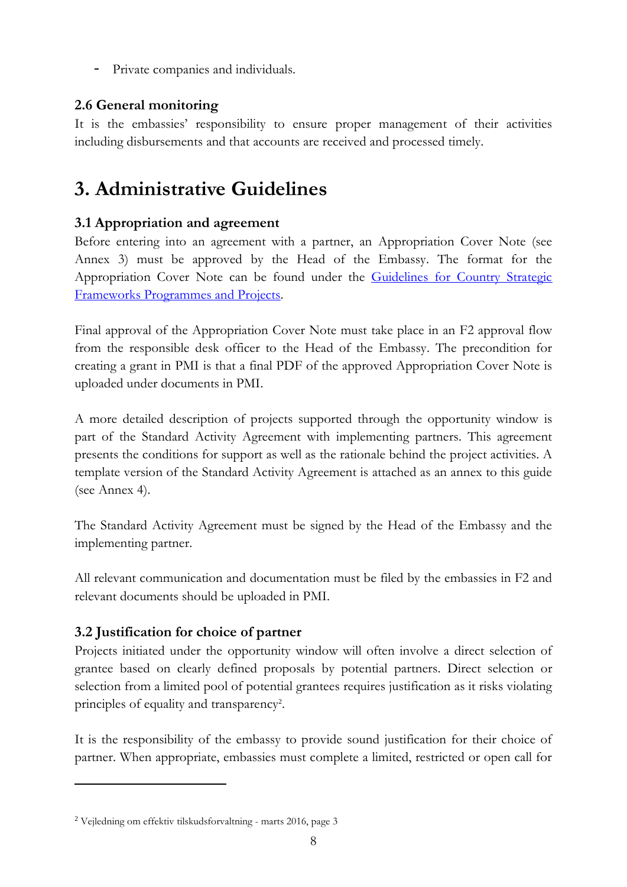- Private companies and individuals.

### 2.6 General monitoring

It is the embassies' responsibility to ensure proper management of their activities including disbursements and that accounts are received and processed timely.

## 3. Administrative Guidelines

### 3.1 Appropriation and agreement

Before entering into an agreement with a partner, an Appropriation Cover Note (see Annex 3) must be approved by the Head of the Embassy. The format for the Appropriation Cover Note can be found under the [Guidelines for Country Strategic Frameworks Programmes and Projects]().

Final approval of the Appropriation Cover Note must take place in an F2 approval flow from the responsible desk officer to the Head of the Embassy. The precondition for creating a grant in PMI is that a final PDF of the approved Appropriation Cover Note is uploaded under documents in PMI.

A more detailed description of projects supported through the opportunity window is part of the Standard Activity Agreement with implementing partners. This agreement presents the conditions for support as well as the rationale behind the project activities. A template version of the Standard Activity Agreement is attached as an annex to this guide (see Annex 4).

The Standard Activity Agreement must be signed by the Head of the Embassy and the implementing partner.

All relevant communication and documentation must be filed by the embassies in F2 and relevant documents should be uploaded in PMI.

### 3.2 Justification for choice of partner

Projects initiated under the opportunity window will often involve a direct selection of grantee based on clearly defined proposals by potential partners. Direct selection or selection from a limited pool of potential grantees requires justification as it risks violating principles of equality and transparency[2].

It is the responsibility of the embassy to provide sound justification for their choice of partner. When appropriate, embassies must complete a limited, restricted or open call for

[2] Vejledning om effektiv tilskudsforvaltning - marts 2016, page 3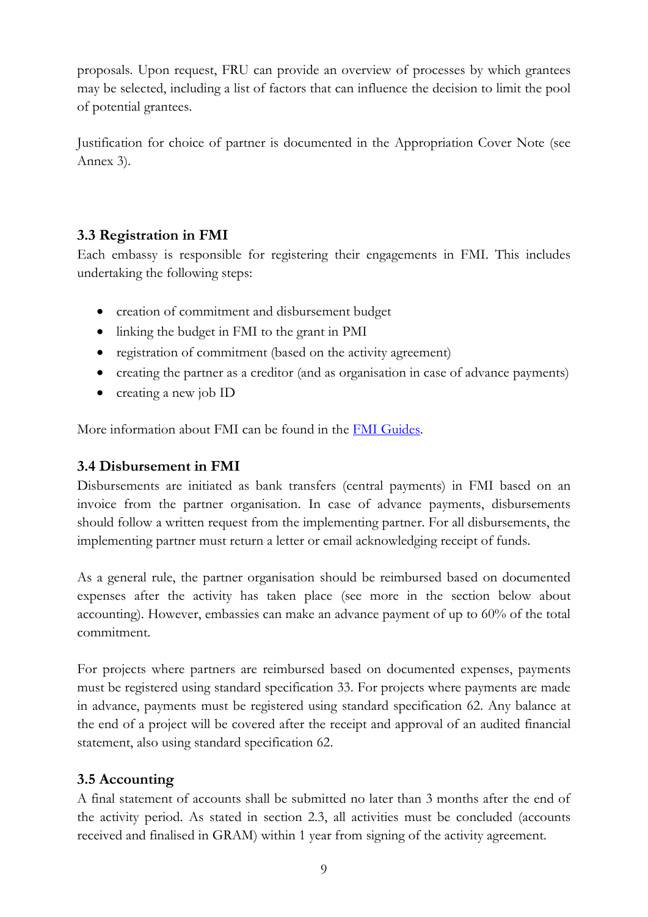proposals. Upon request, FRU can provide an overview of processes by which grantees may be selected, including a list of factors that can influence the decision to limit the pool of potential grantees.

Justification for choice of partner is documented in the Appropriation Cover Note (see Annex 3).

### 3.3 Registration in FMI

Each embassy is responsible for registering their engagements in FMI. This includes undertaking the following steps:

- creation of commitment and disbursement budget
- linking the budget in FMI to the grant in PMI
- registration of commitment (based on the activity agreement)
- creating the partner as a creditor (and as organisation in case of advance payments)
- creating a new job ID

More information about FMI can be found in the FMI Guides.

### 3.4 Disbursement in FMI

Disbursements are initiated as bank transfers (central payments) in FMI based on an invoice from the partner organisation. In case of advance payments, disbursements should follow a written request from the implementing partner. For all disbursements, the implementing partner must return a letter or email acknowledging receipt of funds.

As a general rule, the partner organisation should be reimbursed based on documented expenses after the activity has taken place (see more in the section below about accounting). However, embassies can make an advance payment of up to 60% of the total commitment.

For projects where partners are reimbursed based on documented expenses, payments must be registered using standard specification 33. For projects where payments are made in advance, payments must be registered using standard specification 62. Any balance at the end of a project will be covered after the receipt and approval of an audited financial statement, also using standard specification 62.

### 3.5 Accounting

A final statement of accounts shall be submitted no later than 3 months after the end of the activity period. As stated in section 2.3, all activities must be concluded (accounts received and finalised in GRAM) within 1 year from signing of the activity agreement.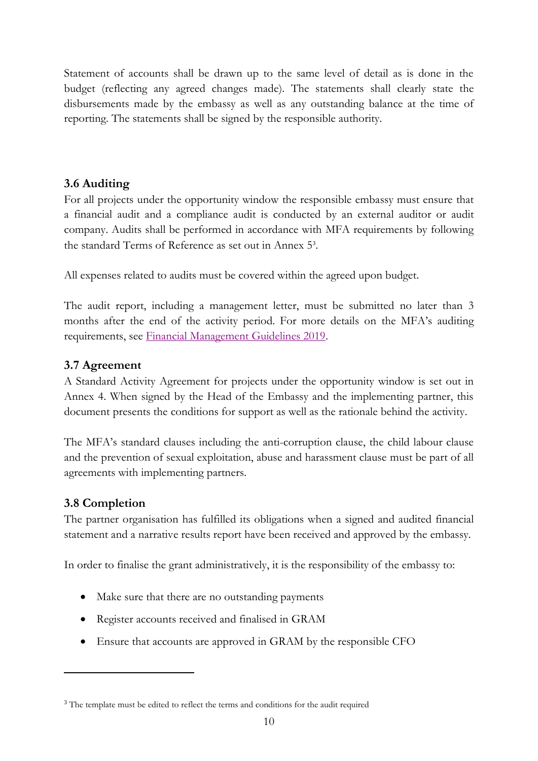Statement of accounts shall be drawn up to the same level of detail as is done in the budget (reflecting any agreed changes made). The statements shall clearly state the disbursements made by the embassy as well as any outstanding balance at the time of reporting. The statements shall be signed by the responsible authority.

### 3.6 Auditing

For all projects under the opportunity window the responsible embassy must ensure that a financial audit and a compliance audit is conducted by an external auditor or audit company. Audits shall be performed in accordance with MFA requirements by following the standard Terms of Reference as set out in Annex 5[3].

All expenses related to audits must be covered within the agreed upon budget.

The audit report, including a management letter, must be submitted no later than 3 months after the end of the activity period. For more details on the MFA's auditing requirements, see Financial Management Guidelines 2019.

### 3.7 Agreement

A Standard Activity Agreement for projects under the opportunity window is set out in Annex 4. When signed by the Head of the Embassy and the implementing partner, this document presents the conditions for support as well as the rationale behind the activity.

The MFA's standard clauses including the anti-corruption clause, the child labour clause and the prevention of sexual exploitation, abuse and harassment clause must be part of all agreements with implementing partners.

### 3.8 Completion

The partner organisation has fulfilled its obligations when a signed and audited financial statement and a narrative results report have been received and approved by the embassy.

In order to finalise the grant administratively, it is the responsibility of the embassy to:

- Make sure that there are no outstanding payments
- Register accounts received and finalised in GRAM
- Ensure that accounts are approved in GRAM by the responsible CFO

[3] The template must be edited to reflect the terms and conditions for the audit required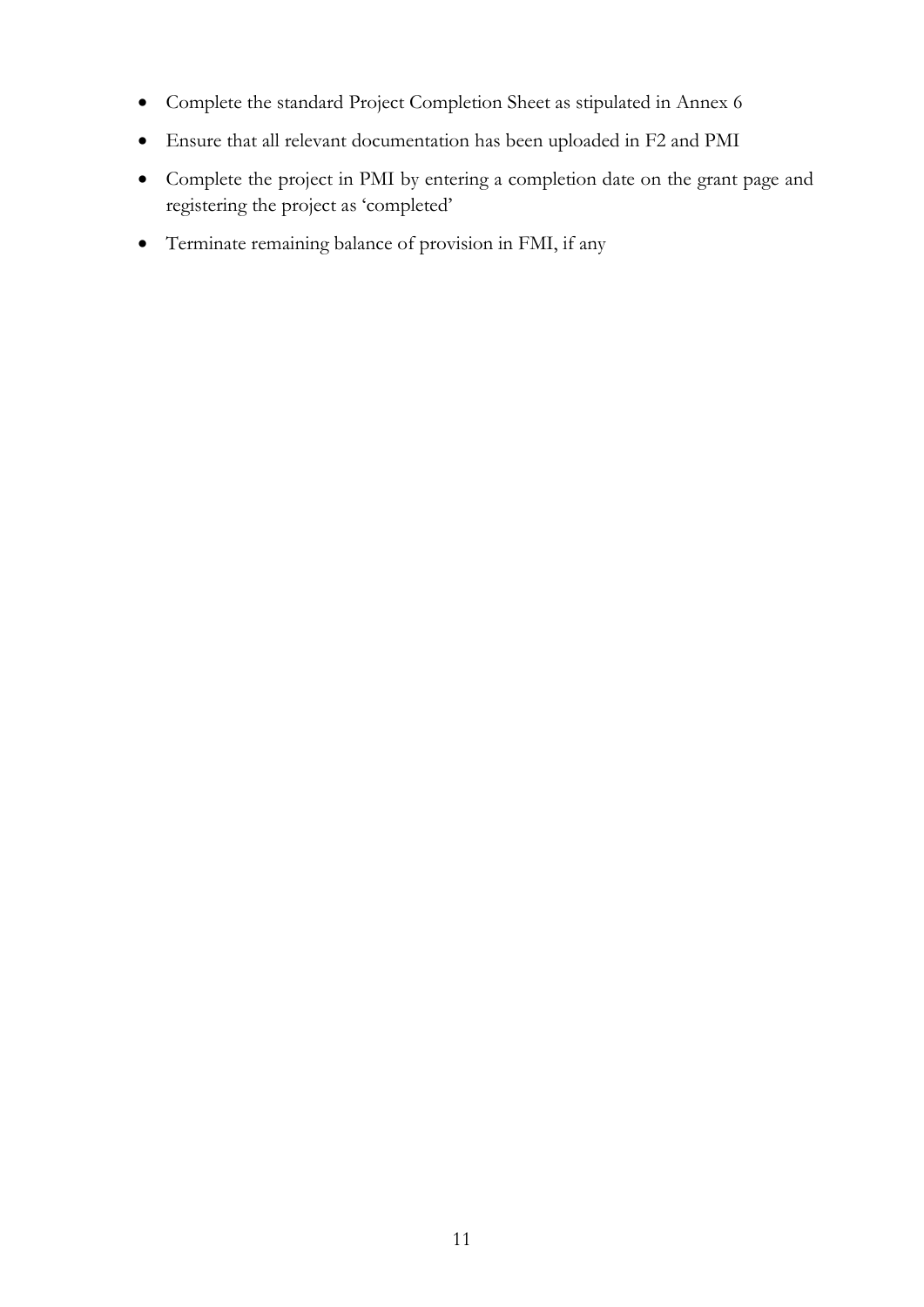- Complete the standard Project Completion Sheet as stipulated in Annex 6
- Ensure that all relevant documentation has been uploaded in F2 and PMI
- Complete the project in PMI by entering a completion date on the grant page and registering the project as 'completed'
- Terminate remaining balance of provision in FMI, if any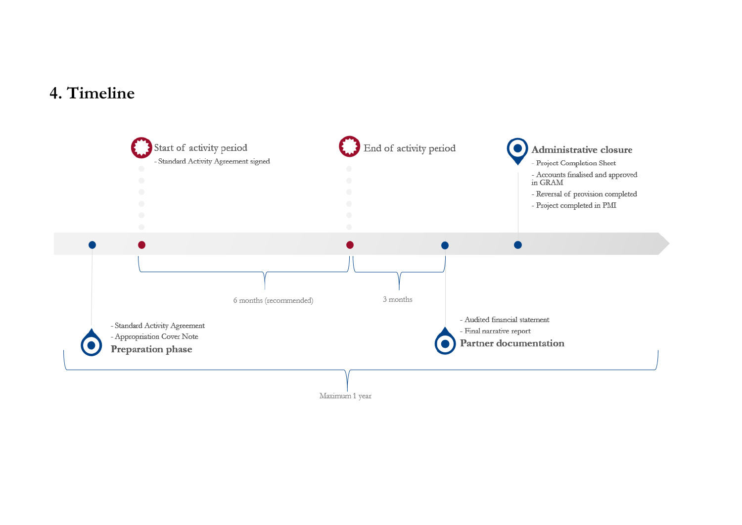# 4. Timeline

**Preparation phase**
- Standard Activity Agreement
- Appropriation Cover Note

**Start of activity period**
- Standard Activity Agreement signed

6 months (recommended)

**End of activity period**

3 months

**Partner documentation**
- Audited financial statement
- Final narrative report

**Administrative closure**
- Project Completion Sheet
- Accounts finalised and approved in GRAM
- Reversal of provision completed
- Project completed in PMI

Maximum 1 year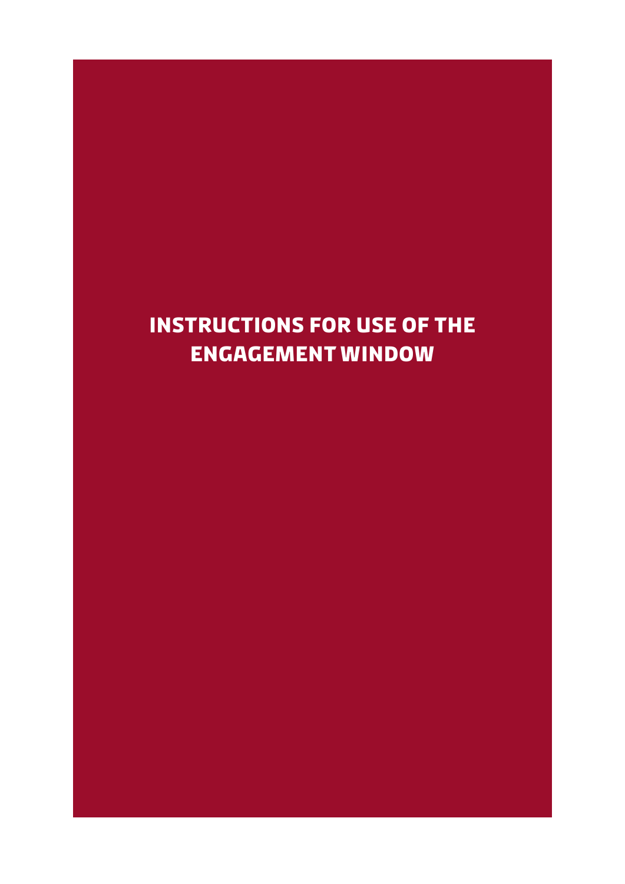# INSTRUCTIONS FOR USE OF THE ENGAGEMENT WINDOW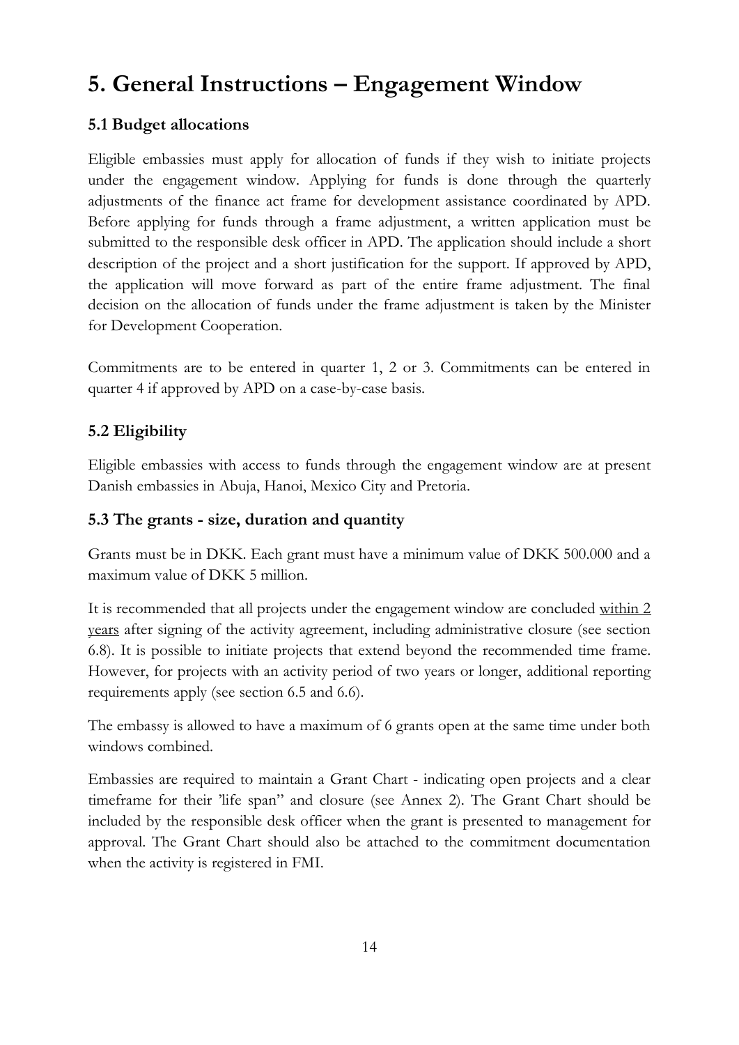# 5. General Instructions – Engagement Window

## 5.1 Budget allocations

Eligible embassies must apply for allocation of funds if they wish to initiate projects under the engagement window. Applying for funds is done through the quarterly adjustments of the finance act frame for development assistance coordinated by APD. Before applying for funds through a frame adjustment, a written application must be submitted to the responsible desk officer in APD. The application should include a short description of the project and a short justification for the support. If approved by APD, the application will move forward as part of the entire frame adjustment. The final decision on the allocation of funds under the frame adjustment is taken by the Minister for Development Cooperation.

Commitments are to be entered in quarter 1, 2 or 3. Commitments can be entered in quarter 4 if approved by APD on a case-by-case basis.

## 5.2 Eligibility

Eligible embassies with access to funds through the engagement window are at present Danish embassies in Abuja, Hanoi, Mexico City and Pretoria.

## 5.3 The grants - size, duration and quantity

Grants must be in DKK. Each grant must have a minimum value of DKK 500.000 and a maximum value of DKK 5 million.

It is recommended that all projects under the engagement window are concluded <u>within 2 years</u> after signing of the activity agreement, including administrative closure (see section 6.8). It is possible to initiate projects that extend beyond the recommended time frame. However, for projects with an activity period of two years or longer, additional reporting requirements apply (see section 6.5 and 6.6).

The embassy is allowed to have a maximum of 6 grants open at the same time under both windows combined.

Embassies are required to maintain a Grant Chart - indicating open projects and a clear timeframe for their 'life span" and closure (see Annex 2). The Grant Chart should be included by the responsible desk officer when the grant is presented to management for approval. The Grant Chart should also be attached to the commitment documentation when the activity is registered in FMI.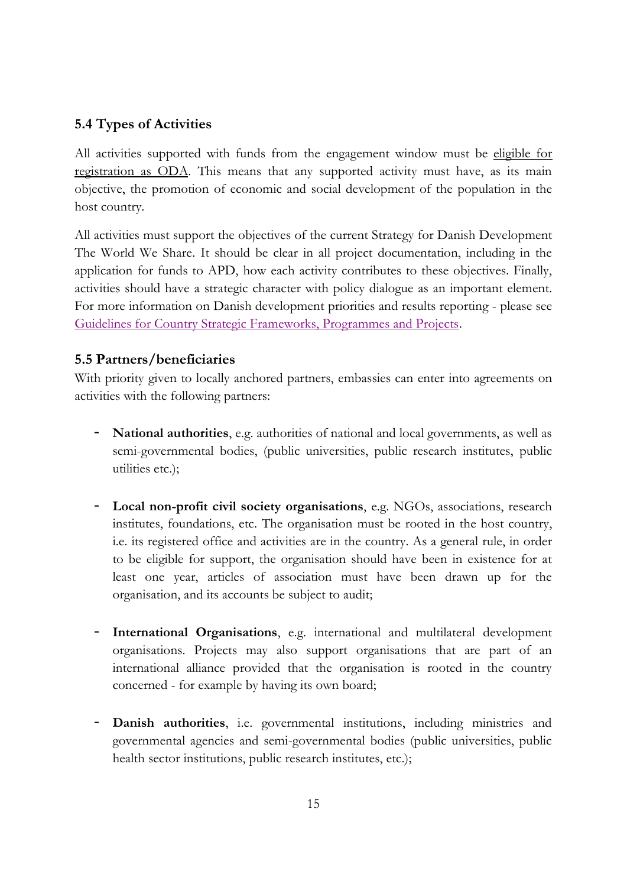## 5.4 Types of Activities

All activities supported with funds from the engagement window must be eligible for registration as ODA. This means that any supported activity must have, as its main objective, the promotion of economic and social development of the population in the host country.

All activities must support the objectives of the current Strategy for Danish Development The World We Share. It should be clear in all project documentation, including in the application for funds to APD, how each activity contributes to these objectives. Finally, activities should have a strategic character with policy dialogue as an important element. For more information on Danish development priorities and results reporting - please see Guidelines for Country Strategic Frameworks, Programmes and Projects.

## 5.5 Partners/beneficiaries

With priority given to locally anchored partners, embassies can enter into agreements on activities with the following partners:

- **National authorities**, e.g. authorities of national and local governments, as well as semi-governmental bodies, (public universities, public research institutes, public utilities etc.);

- **Local non-profit civil society organisations**, e.g. NGOs, associations, research institutes, foundations, etc. The organisation must be rooted in the host country, i.e. its registered office and activities are in the country. As a general rule, in order to be eligible for support, the organisation should have been in existence for at least one year, articles of association must have been drawn up for the organisation, and its accounts be subject to audit;

- **International Organisations**, e.g. international and multilateral development organisations. Projects may also support organisations that are part of an international alliance provided that the organisation is rooted in the country concerned - for example by having its own board;

- **Danish authorities**, i.e. governmental institutions, including ministries and governmental agencies and semi-governmental bodies (public universities, public health sector institutions, public research institutes, etc.);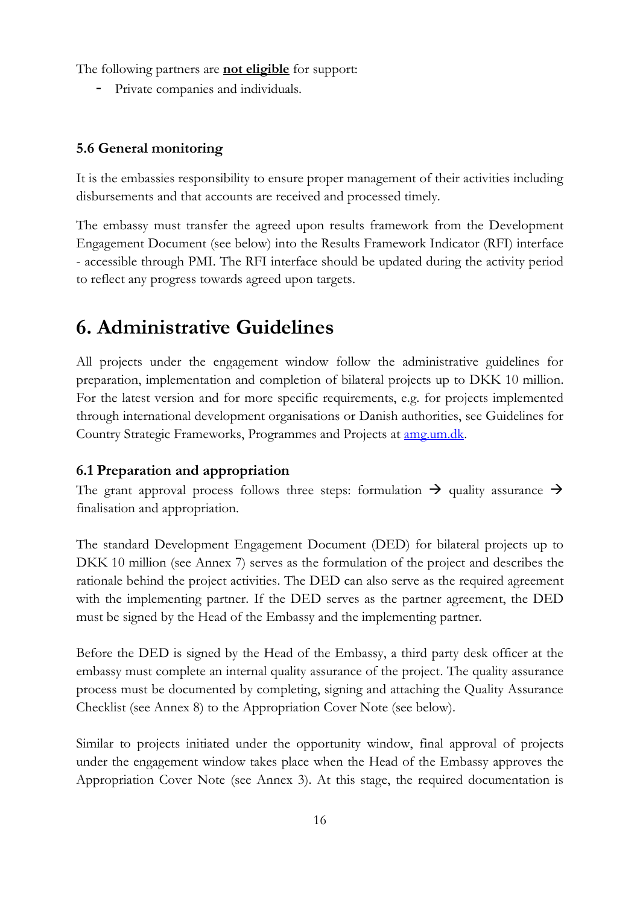The following partners are **not eligible** for support:

- Private companies and individuals.

### 5.6 General monitoring

It is the embassies responsibility to ensure proper management of their activities including disbursements and that accounts are received and processed timely.

The embassy must transfer the agreed upon results framework from the Development Engagement Document (see below) into the Results Framework Indicator (RFI) interface - accessible through PMI. The RFI interface should be updated during the activity period to reflect any progress towards agreed upon targets.

# 6. Administrative Guidelines

All projects under the engagement window follow the administrative guidelines for preparation, implementation and completion of bilateral projects up to DKK 10 million. For the latest version and for more specific requirements, e.g. for projects implemented through international development organisations or Danish authorities, see Guidelines for Country Strategic Frameworks, Programmes and Projects at [amg.um.dk](amg.um.dk).

### 6.1 Preparation and appropriation

The grant approval process follows three steps: formulation → quality assurance → finalisation and appropriation.

The standard Development Engagement Document (DED) for bilateral projects up to DKK 10 million (see Annex 7) serves as the formulation of the project and describes the rationale behind the project activities. The DED can also serve as the required agreement with the implementing partner. If the DED serves as the partner agreement, the DED must be signed by the Head of the Embassy and the implementing partner.

Before the DED is signed by the Head of the Embassy, a third party desk officer at the embassy must complete an internal quality assurance of the project. The quality assurance process must be documented by completing, signing and attaching the Quality Assurance Checklist (see Annex 8) to the Appropriation Cover Note (see below).

Similar to projects initiated under the opportunity window, final approval of projects under the engagement window takes place when the Head of the Embassy approves the Appropriation Cover Note (see Annex 3). At this stage, the required documentation is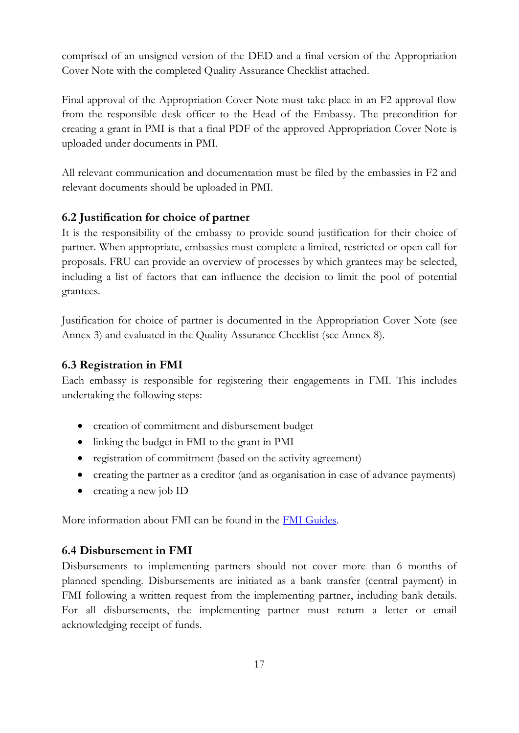comprised of an unsigned version of the DED and a final version of the Appropriation Cover Note with the completed Quality Assurance Checklist attached.

Final approval of the Appropriation Cover Note must take place in an F2 approval flow from the responsible desk officer to the Head of the Embassy. The precondition for creating a grant in PMI is that a final PDF of the approved Appropriation Cover Note is uploaded under documents in PMI.

All relevant communication and documentation must be filed by the embassies in F2 and relevant documents should be uploaded in PMI.

### 6.2 Justification for choice of partner

It is the responsibility of the embassy to provide sound justification for their choice of partner. When appropriate, embassies must complete a limited, restricted or open call for proposals. FRU can provide an overview of processes by which grantees may be selected, including a list of factors that can influence the decision to limit the pool of potential grantees.

Justification for choice of partner is documented in the Appropriation Cover Note (see Annex 3) and evaluated in the Quality Assurance Checklist (see Annex 8).

### 6.3 Registration in FMI

Each embassy is responsible for registering their engagements in FMI. This includes undertaking the following steps:

- creation of commitment and disbursement budget
- linking the budget in FMI to the grant in PMI
- registration of commitment (based on the activity agreement)
- creating the partner as a creditor (and as organisation in case of advance payments)
- creating a new job ID

More information about FMI can be found in the FMI Guides.

### 6.4 Disbursement in FMI

Disbursements to implementing partners should not cover more than 6 months of planned spending. Disbursements are initiated as a bank transfer (central payment) in FMI following a written request from the implementing partner, including bank details. For all disbursements, the implementing partner must return a letter or email acknowledging receipt of funds.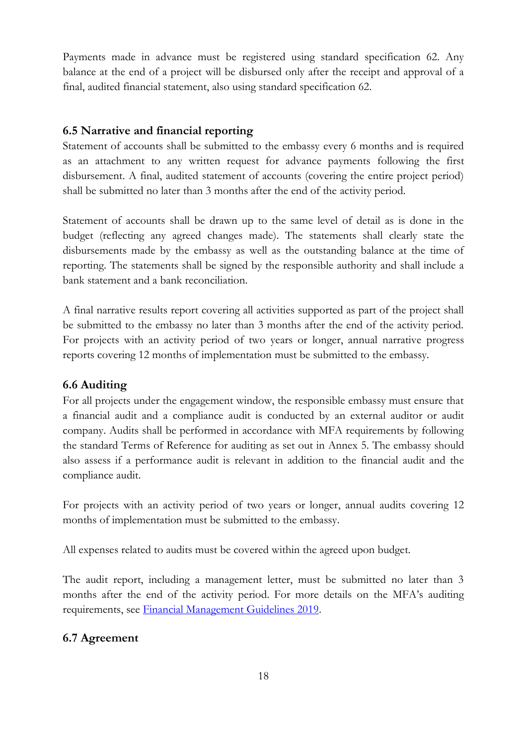Payments made in advance must be registered using standard specification 62. Any balance at the end of a project will be disbursed only after the receipt and approval of a final, audited financial statement, also using standard specification 62.

### 6.5 Narrative and financial reporting

Statement of accounts shall be submitted to the embassy every 6 months and is required as an attachment to any written request for advance payments following the first disbursement. A final, audited statement of accounts (covering the entire project period) shall be submitted no later than 3 months after the end of the activity period.

Statement of accounts shall be drawn up to the same level of detail as is done in the budget (reflecting any agreed changes made). The statements shall clearly state the disbursements made by the embassy as well as the outstanding balance at the time of reporting. The statements shall be signed by the responsible authority and shall include a bank statement and a bank reconciliation.

A final narrative results report covering all activities supported as part of the project shall be submitted to the embassy no later than 3 months after the end of the activity period. For projects with an activity period of two years or longer, annual narrative progress reports covering 12 months of implementation must be submitted to the embassy.

### 6.6 Auditing

For all projects under the engagement window, the responsible embassy must ensure that a financial audit and a compliance audit is conducted by an external auditor or audit company. Audits shall be performed in accordance with MFA requirements by following the standard Terms of Reference for auditing as set out in Annex 5. The embassy should also assess if a performance audit is relevant in addition to the financial audit and the compliance audit.

For projects with an activity period of two years or longer, annual audits covering 12 months of implementation must be submitted to the embassy.

All expenses related to audits must be covered within the agreed upon budget.

The audit report, including a management letter, must be submitted no later than 3 months after the end of the activity period. For more details on the MFA's auditing requirements, see Financial Management Guidelines 2019.

### 6.7 Agreement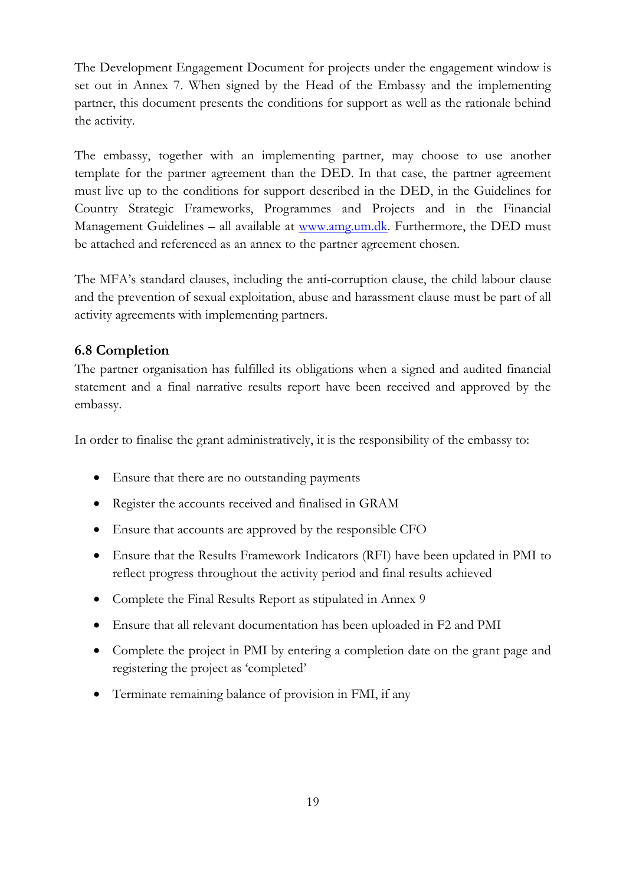The Development Engagement Document for projects under the engagement window is set out in Annex 7. When signed by the Head of the Embassy and the implementing partner, this document presents the conditions for support as well as the rationale behind the activity.

The embassy, together with an implementing partner, may choose to use another template for the partner agreement than the DED. In that case, the partner agreement must live up to the conditions for support described in the DED, in the Guidelines for Country Strategic Frameworks, Programmes and Projects and in the Financial Management Guidelines – all available at [www.amg.um.dk](http://www.amg.um.dk). Furthermore, the DED must be attached and referenced as an annex to the partner agreement chosen.

The MFA's standard clauses, including the anti-corruption clause, the child labour clause and the prevention of sexual exploitation, abuse and harassment clause must be part of all activity agreements with implementing partners.

### 6.8 Completion

The partner organisation has fulfilled its obligations when a signed and audited financial statement and a final narrative results report have been received and approved by the embassy.

In order to finalise the grant administratively, it is the responsibility of the embassy to:

- Ensure that there are no outstanding payments
- Register the accounts received and finalised in GRAM
- Ensure that accounts are approved by the responsible CFO
- Ensure that the Results Framework Indicators (RFI) have been updated in PMI to reflect progress throughout the activity period and final results achieved
- Complete the Final Results Report as stipulated in Annex 9
- Ensure that all relevant documentation has been uploaded in F2 and PMI
- Complete the project in PMI by entering a completion date on the grant page and registering the project as 'completed'
- Terminate remaining balance of provision in FMI, if any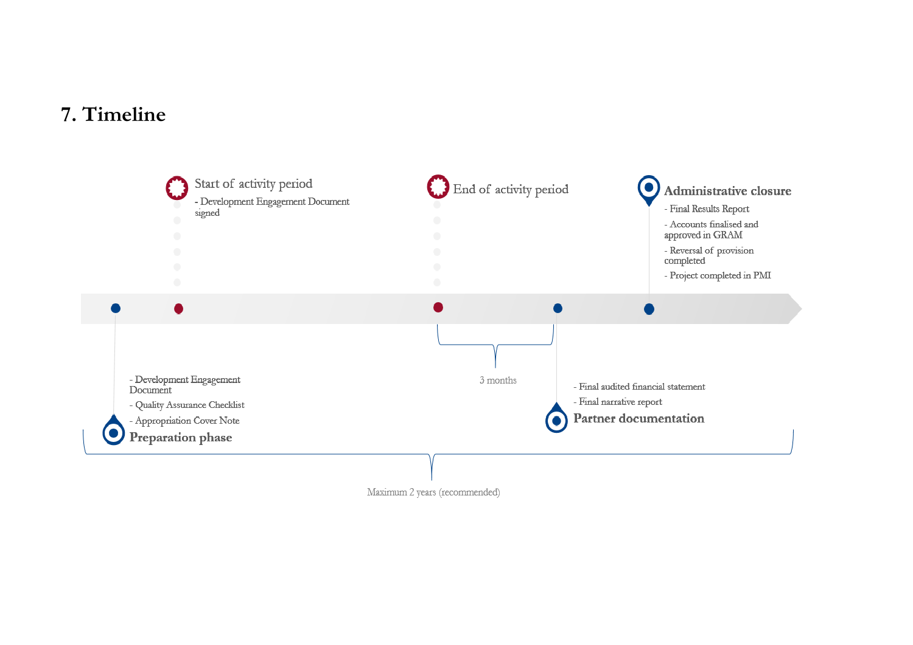# 7. Timeline

**Preparation phase**

- Development Engagement Document
- Quality Assurance Checklist
- Appropriation Cover Note

**Start of activity period**

- Development Engagement Document signed

**End of activity period**

3 months

**Partner documentation**

- Final audited financial statement
- Final narrative report

**Administrative closure**

- Final Results Report
- Accounts finalised and approved in GRAM
- Reversal of provision completed
- Project completed in PMI

Maximum 2 years (recommended)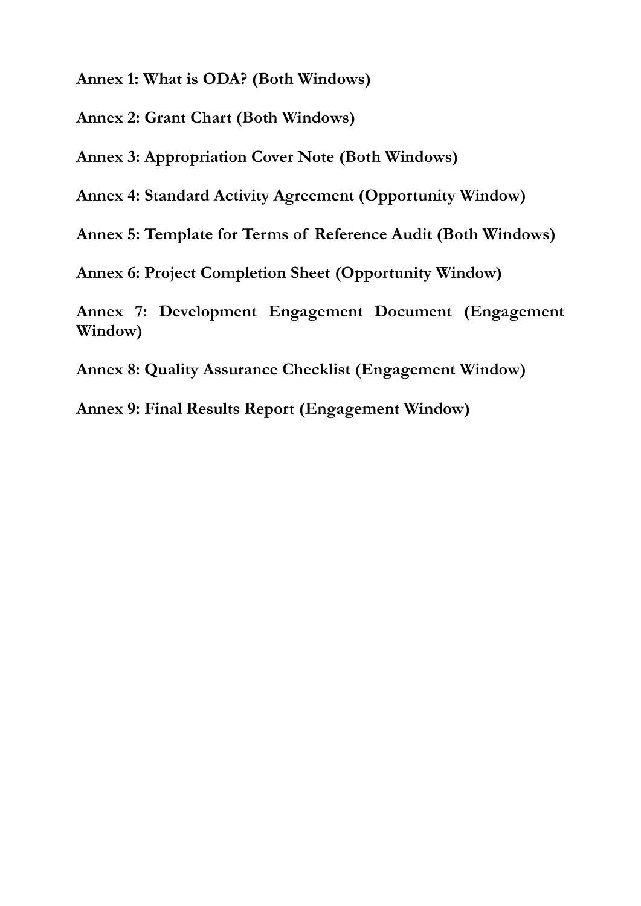**Annex 1: What is ODA? (Both Windows)**

**Annex 2: Grant Chart (Both Windows)**

**Annex 3: Appropriation Cover Note (Both Windows)**

**Annex 4: Standard Activity Agreement (Opportunity Window)**

**Annex 5: Template for Terms of Reference Audit (Both Windows)**

**Annex 6: Project Completion Sheet (Opportunity Window)**

**Annex 7: Development Engagement Document (Engagement Window)**

**Annex 8: Quality Assurance Checklist (Engagement Window)**

**Annex 9: Final Results Report (Engagement Window)**